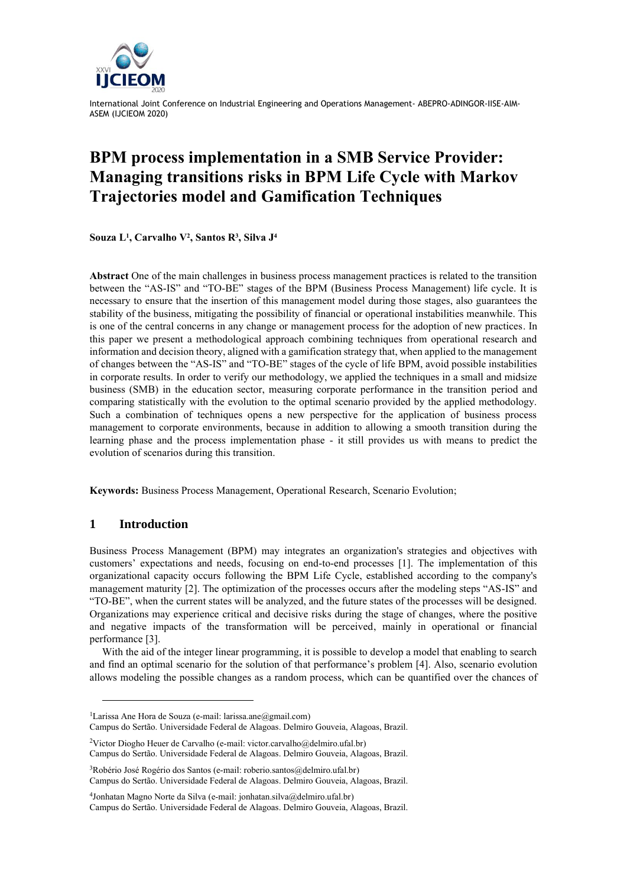# BPM process implementation in a SMB Service Provider: Managing transitions risks in BPM Life Cycle with Markov Trajectories model and Gamification Techniques

**Souza L[1], Carvalho V[2], Santos R[3], Silva J[4]**

**Abstract** One of the main challenges in business process management practices is related to the transition between the "AS-IS" and "TO-BE" stages of the BPM (Business Process Management) life cycle. It is necessary to ensure that the insertion of this management model during those stages, also guarantees the stability of the business, mitigating the possibility of financial or operational instabilities meanwhile. This is one of the central concerns in any change or management process for the adoption of new practices. In this paper we present a methodological approach combining techniques from operational research and information and decision theory, aligned with a gamification strategy that, when applied to the management of changes between the "AS-IS" and "TO-BE" stages of the cycle of life BPM, avoid possible instabilities in corporate results. In order to verify our methodology, we applied the techniques in a small and midsize business (SMB) in the education sector, measuring corporate performance in the transition period and comparing statistically with the evolution to the optimal scenario provided by the applied methodology. Such a combination of techniques opens a new perspective for the application of business process management to corporate environments, because in addition to allowing a smooth transition during the learning phase and the process implementation phase - it still provides us with means to predict the evolution of scenarios during this transition.

**Keywords:** Business Process Management, Operational Research, Scenario Evolution;

## 1 Introduction

Business Process Management (BPM) may integrates an organization's strategies and objectives with customers' expectations and needs, focusing on end-to-end processes [1]. The implementation of this organizational capacity occurs following the BPM Life Cycle, established according to the company's management maturity [2]. The optimization of the processes occurs after the modeling steps "AS-IS" and "TO-BE", when the current states will be analyzed, and the future states of the processes will be designed. Organizations may experience critical and decisive risks during the stage of changes, where the positive and negative impacts of the transformation will be perceived, mainly in operational or financial performance [3].

With the aid of the integer linear programming, it is possible to develop a model that enabling to search and find an optimal scenario for the solution of that performance's problem [4]. Also, scenario evolution allows modeling the possible changes as a random process, which can be quantified over the chances of

---

[1] Larissa Ane Hora de Souza (e-mail: larissa.ane@gmail.com)
Campus do Sertão. Universidade Federal de Alagoas. Delmiro Gouveia, Alagoas, Brazil.

[2] Victor Diogho Heuer de Carvalho (e-mail: victor.carvalho@delmiro.ufal.br)
Campus do Sertão. Universidade Federal de Alagoas. Delmiro Gouveia, Alagoas, Brazil.

[3] Robério José Rogério dos Santos (e-mail: roberio.santos@delmiro.ufal.br)
Campus do Sertão. Universidade Federal de Alagoas. Delmiro Gouveia, Alagoas, Brazil.

[4] Jonhatan Magno Norte da Silva (e-mail: jonhatan.silva@delmiro.ufal.br)
Campus do Sertão. Universidade Federal de Alagoas. Delmiro Gouveia, Alagoas, Brazil.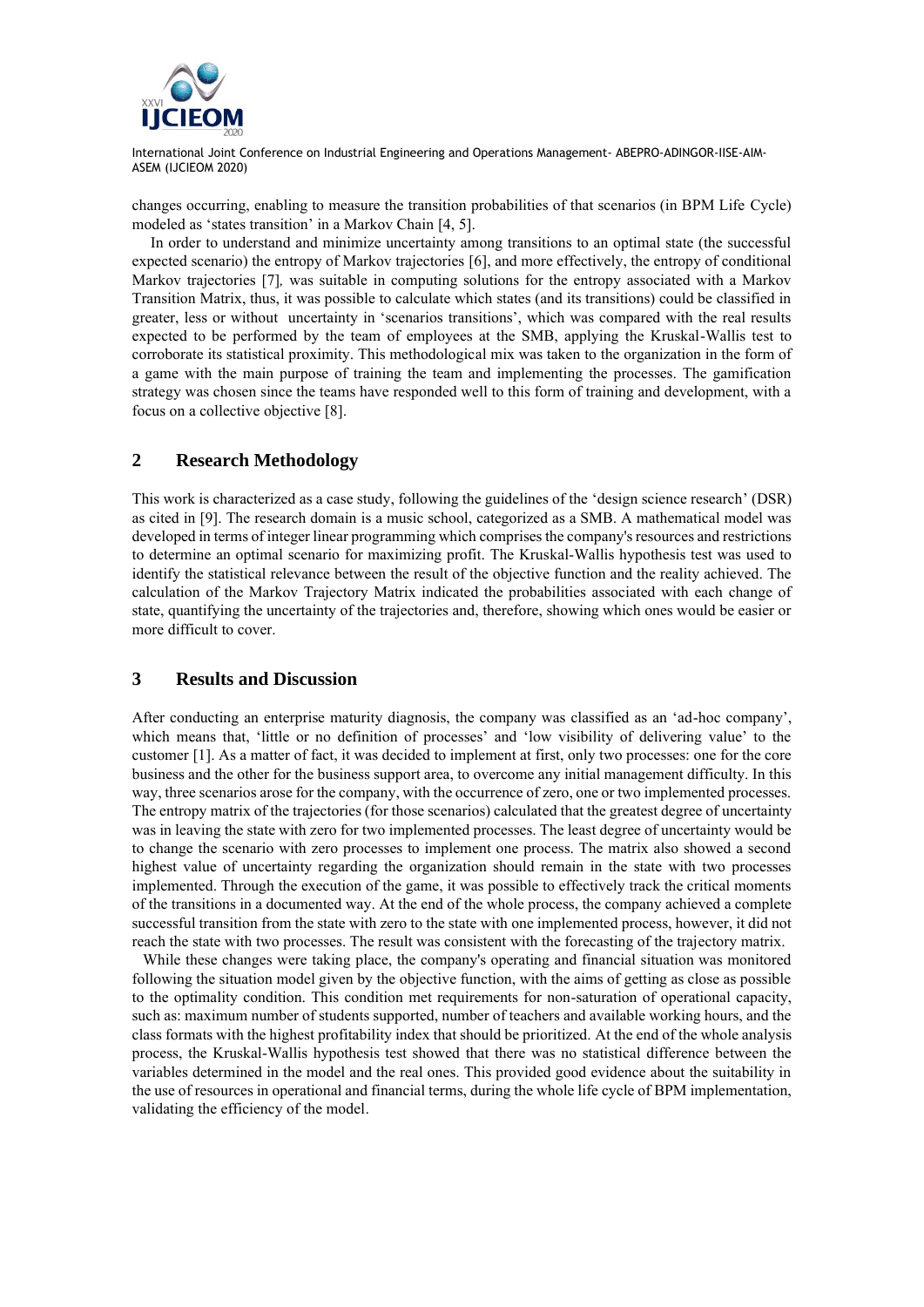changes occurring, enabling to measure the transition probabilities of that scenarios (in BPM Life Cycle) modeled as 'states transition' in a Markov Chain [4, 5].

In order to understand and minimize uncertainty among transitions to an optimal state (the successful expected scenario) the entropy of Markov trajectories [6], and more effectively, the entropy of conditional Markov trajectories [7], was suitable in computing solutions for the entropy associated with a Markov Transition Matrix, thus, it was possible to calculate which states (and its transitions) could be classified in greater, less or without uncertainty in 'scenarios transitions', which was compared with the real results expected to be performed by the team of employees at the SMB, applying the Kruskal-Wallis test to corroborate its statistical proximity. This methodological mix was taken to the organization in the form of a game with the main purpose of training the team and implementing the processes. The gamification strategy was chosen since the teams have responded well to this form of training and development, with a focus on a collective objective [8].

## 2 Research Methodology

This work is characterized as a case study, following the guidelines of the 'design science research' (DSR) as cited in [9]. The research domain is a music school, categorized as a SMB. A mathematical model was developed in terms of integer linear programming which comprises the company's resources and restrictions to determine an optimal scenario for maximizing profit. The Kruskal-Wallis hypothesis test was used to identify the statistical relevance between the result of the objective function and the reality achieved. The calculation of the Markov Trajectory Matrix indicated the probabilities associated with each change of state, quantifying the uncertainty of the trajectories and, therefore, showing which ones would be easier or more difficult to cover.

## 3 Results and Discussion

After conducting an enterprise maturity diagnosis, the company was classified as an 'ad-hoc company', which means that, 'little or no definition of processes' and 'low visibility of delivering value' to the customer [1]. As a matter of fact, it was decided to implement at first, only two processes: one for the core business and the other for the business support area, to overcome any initial management difficulty. In this way, three scenarios arose for the company, with the occurrence of zero, one or two implemented processes. The entropy matrix of the trajectories (for those scenarios) calculated that the greatest degree of uncertainty was in leaving the state with zero for two implemented processes. The least degree of uncertainty would be to change the scenario with zero processes to implement one process. The matrix also showed a second highest value of uncertainty regarding the organization should remain in the state with two processes implemented. Through the execution of the game, it was possible to effectively track the critical moments of the transitions in a documented way. At the end of the whole process, the company achieved a complete successful transition from the state with zero to the state with one implemented process, however, it did not reach the state with two processes. The result was consistent with the forecasting of the trajectory matrix.

While these changes were taking place, the company's operating and financial situation was monitored following the situation model given by the objective function, with the aims of getting as close as possible to the optimality condition. This condition met requirements for non-saturation of operational capacity, such as: maximum number of students supported, number of teachers and available working hours, and the class formats with the highest profitability index that should be prioritized. At the end of the whole analysis process, the Kruskal-Wallis hypothesis test showed that there was no statistical difference between the variables determined in the model and the real ones. This provided good evidence about the suitability in the use of resources in operational and financial terms, during the whole life cycle of BPM implementation, validating the efficiency of the model.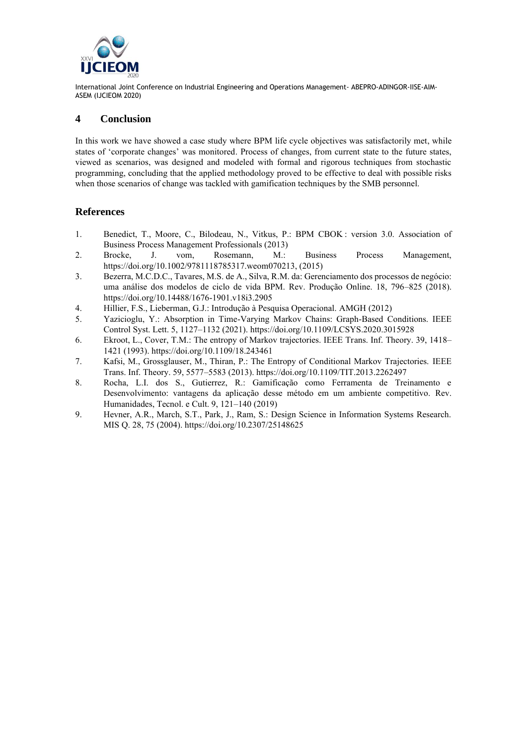## 4 Conclusion

In this work we have showed a case study where BPM life cycle objectives was satisfactorily met, while states of 'corporate changes' was monitored. Process of changes, from current state to the future states, viewed as scenarios, was designed and modeled with formal and rigorous techniques from stochastic programming, concluding that the applied methodology proved to be effective to deal with possible risks when those scenarios of change was tackled with gamification techniques by the SMB personnel.

## References

1. Benedict, T., Moore, C., Bilodeau, N., Vitkus, P.: BPM CBOK : version 3.0. Association of Business Process Management Professionals (2013)
2. Brocke, J. vom, Rosemann, M.: Business Process Management, https://doi.org/10.1002/9781118785317.weom070213, (2015)
3. Bezerra, M.C.D.C., Tavares, M.S. de A., Silva, R.M. da: Gerenciamento dos processos de negócio: uma análise dos modelos de ciclo de vida BPM. Rev. Produção Online. 18, 796–825 (2018). https://doi.org/10.14488/1676-1901.v18i3.2905
4. Hillier, F.S., Lieberman, G.J.: Introdução à Pesquisa Operacional. AMGH (2012)
5. Yazicioglu, Y.: Absorption in Time-Varying Markov Chains: Graph-Based Conditions. IEEE Control Syst. Lett. 5, 1127–1132 (2021). https://doi.org/10.1109/LCSYS.2020.3015928
6. Ekroot, L., Cover, T.M.: The entropy of Markov trajectories. IEEE Trans. Inf. Theory. 39, 1418–1421 (1993). https://doi.org/10.1109/18.243461
7. Kafsi, M., Grossglauser, M., Thiran, P.: The Entropy of Conditional Markov Trajectories. IEEE Trans. Inf. Theory. 59, 5577–5583 (2013). https://doi.org/10.1109/TIT.2013.2262497
8. Rocha, L.I. dos S., Gutierrez, R.: Gamificação como Ferramenta de Treinamento e Desenvolvimento: vantagens da aplicação desse método em um ambiente competitivo. Rev. Humanidades, Tecnol. e Cult. 9, 121–140 (2019)
9. Hevner, A.R., March, S.T., Park, J., Ram, S.: Design Science in Information Systems Research. MIS Q. 28, 75 (2004). https://doi.org/10.2307/25148625